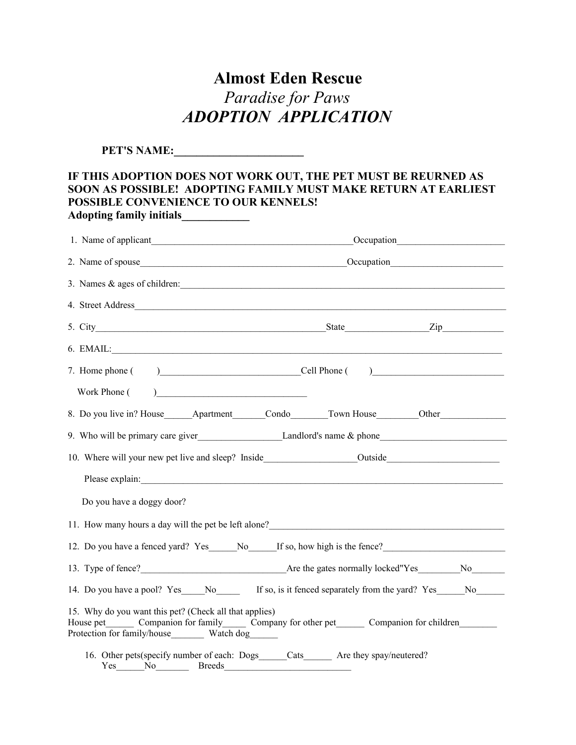# Almost Eden Rescue

## *Paradise for Paws*

## *ADOPTION APPLICATION*

**PET'S NAME:_______________________**

**IF THIS ADOPTION DOES NOT WORK OUT, THE PET MUST BE REURNED AS SOON AS POSSIBLE! ADOPTING FAMILY MUST MAKE RETURN AT EARLIEST POSSIBLE CONVENIENCE TO OUR KENNELS!**
**Adopting family initials____________**

1. Name of applicant____________________________________________Occupation______________________

2. Name of spouse____________________________________________Occupation_______________________

3. Names & ages of children:_________________________________________________________________

4. Street Address____________________________________________________________________________

5. City_________________________________________________State_________________Zip_____________

6. EMAIL:_________________________________________________________________________________

7. Home phone (        )_____________________________Cell Phone (        )___________________________

   Work Phone (        )_______________________________

8. Do you live in? House______Apartment_______Condo________Town House_________Other______________

9. Who will be primary care giver__________________Landlord's name & phone__________________________

10. Where will your new pet live and sleep? Inside____________________Outside________________________

    Please explain:___________________________________________________________________________

    Do you have a doggy door?

11. How many hours a day will the pet be left alone?_____________________________________________________

12. Do you have a fenced yard? Yes______No______If so, how high is the fence?_________________________

13. Type of fence?________________________________Are the gates normally locked"Yes_________No_______

14. Do you have a pool? Yes_____No_____ If so, is it fenced separately from the yard? Yes______No______

15. Why do you want this pet? (Check all that applies)
House pet______ Companion for family_____ Company for other pet______ Companion for children________
Protection for family/house_______ Watch dog______

16. Other pets(specify number of each: Dogs______Cats______ Are they spay/neutered?
Yes______No_______ Breeds___________________________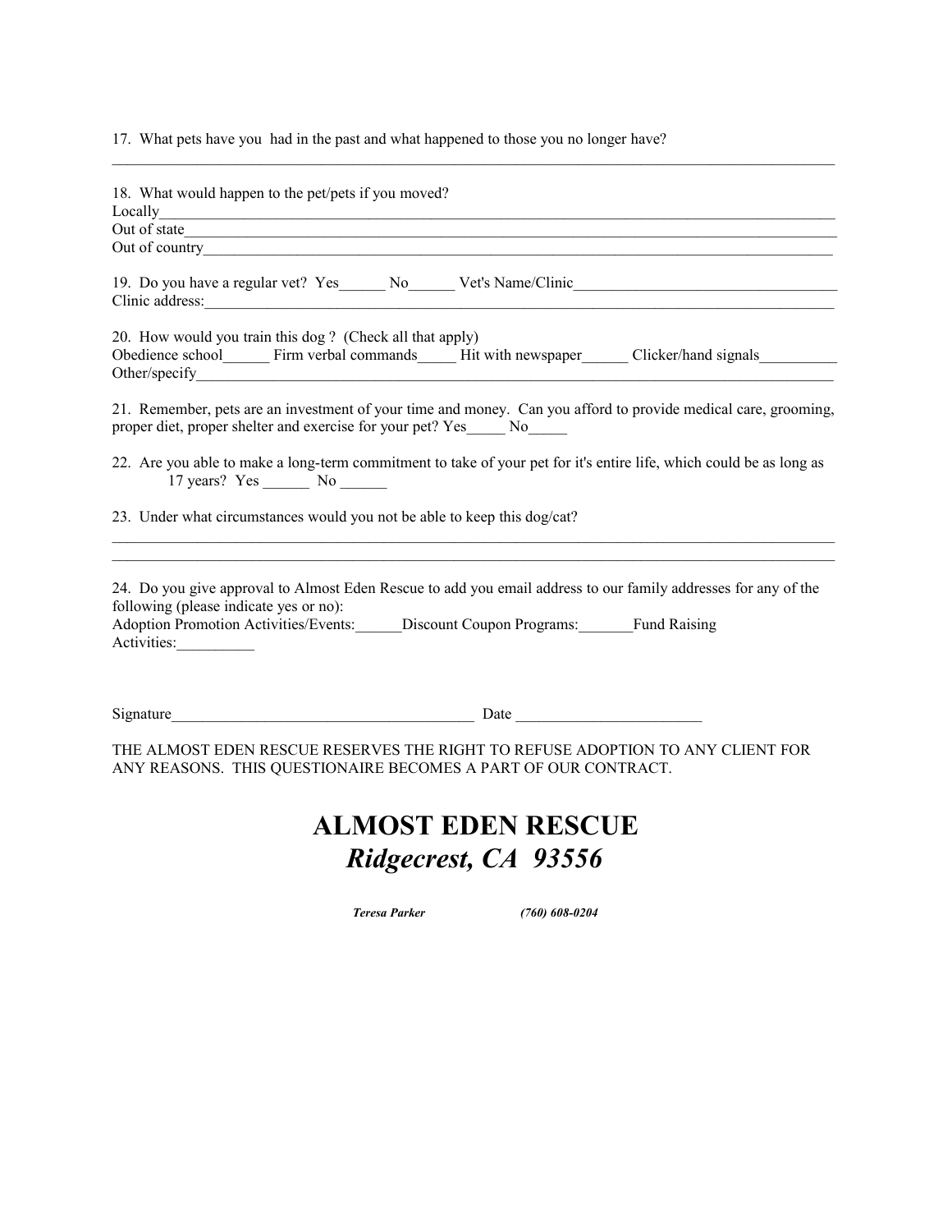17. What pets have you had in the past and what happened to those you no longer have?
_______________________________________________________________________________________

18. What would happen to the pet/pets if you moved?
Locally_________________________________________________________________________________
Out of state______________________________________________________________________________
Out of country____________________________________________________________________________

19. Do you have a regular vet? Yes______ No______ Vet's Name/Clinic___________________________________
Clinic address:____________________________________________________________________________

20. How would you train this dog ? (Check all that apply)
Obedience school______ Firm verbal commands_____ Hit with newspaper______ Clicker/hand signals__________
Other/specify_____________________________________________________________________________

21. Remember, pets are an investment of your time and money. Can you afford to provide medical care, grooming, proper diet, proper shelter and exercise for your pet? Yes_____ No_____

22. Are you able to make a long-term commitment to take of your pet for it's entire life, which could be as long as 17 years? Yes ______ No ______

23. Under what circumstances would you not be able to keep this dog/cat?
_______________________________________________________________________________________
_______________________________________________________________________________________

24. Do you give approval to Almost Eden Rescue to add you email address to our family addresses for any of the following (please indicate yes or no):
Adoption Promotion Activities/Events:______Discount Coupon Programs:_______Fund Raising Activities:__________

Signature________________________________________ Date ________________________

THE ALMOST EDEN RESCUE RESERVES THE RIGHT TO REFUSE ADOPTION TO ANY CLIENT FOR ANY REASONS. THIS QUESTIONAIRE BECOMES A PART OF OUR CONTRACT.

# ALMOST EDEN RESCUE

## *Ridgecrest, CA 93556*

***Teresa Parker*** ***(760) 608-0204***